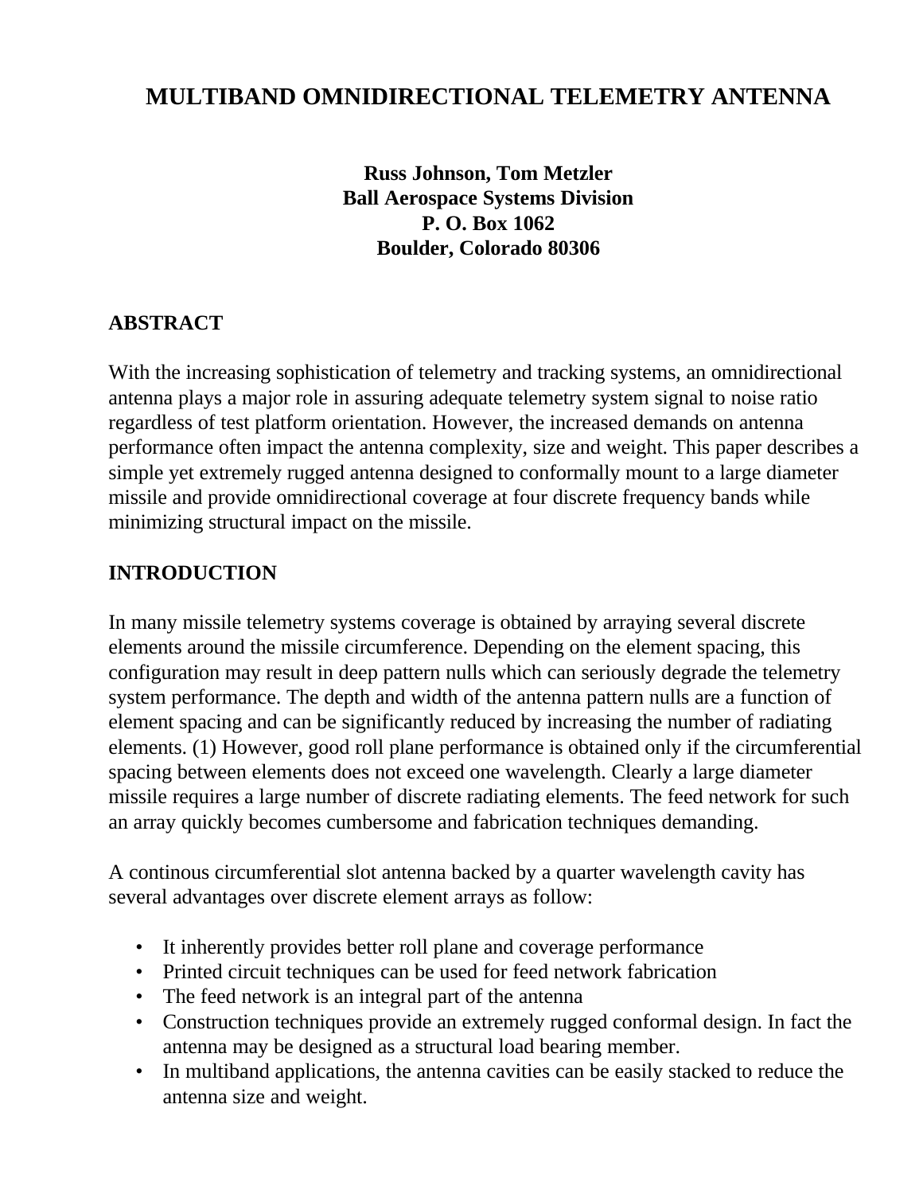# MULTIBAND OMNIDIRECTIONAL TELEMETRY ANTENNA

**Russ Johnson, Tom Metzler**
**Ball Aerospace Systems Division**
**P. O. Box 1062**
**Boulder, Colorado 80306**

## ABSTRACT

With the increasing sophistication of telemetry and tracking systems, an omnidirectional antenna plays a major role in assuring adequate telemetry system signal to noise ratio regardless of test platform orientation. However, the increased demands on antenna performance often impact the antenna complexity, size and weight. This paper describes a simple yet extremely rugged antenna designed to conformally mount to a large diameter missile and provide omnidirectional coverage at four discrete frequency bands while minimizing structural impact on the missile.

## INTRODUCTION

In many missile telemetry systems coverage is obtained by arraying several discrete elements around the missile circumference. Depending on the element spacing, this configuration may result in deep pattern nulls which can seriously degrade the telemetry system performance. The depth and width of the antenna pattern nulls are a function of element spacing and can be significantly reduced by increasing the number of radiating elements. (1) However, good roll plane performance is obtained only if the circumferential spacing between elements does not exceed one wavelength. Clearly a large diameter missile requires a large number of discrete radiating elements. The feed network for such an array quickly becomes cumbersome and fabrication techniques demanding.

A continous circumferential slot antenna backed by a quarter wavelength cavity has several advantages over discrete element arrays as follow:

- It inherently provides better roll plane and coverage performance
- Printed circuit techniques can be used for feed network fabrication
- The feed network is an integral part of the antenna
- Construction techniques provide an extremely rugged conformal design. In fact the antenna may be designed as a structural load bearing member.
- In multiband applications, the antenna cavities can be easily stacked to reduce the antenna size and weight.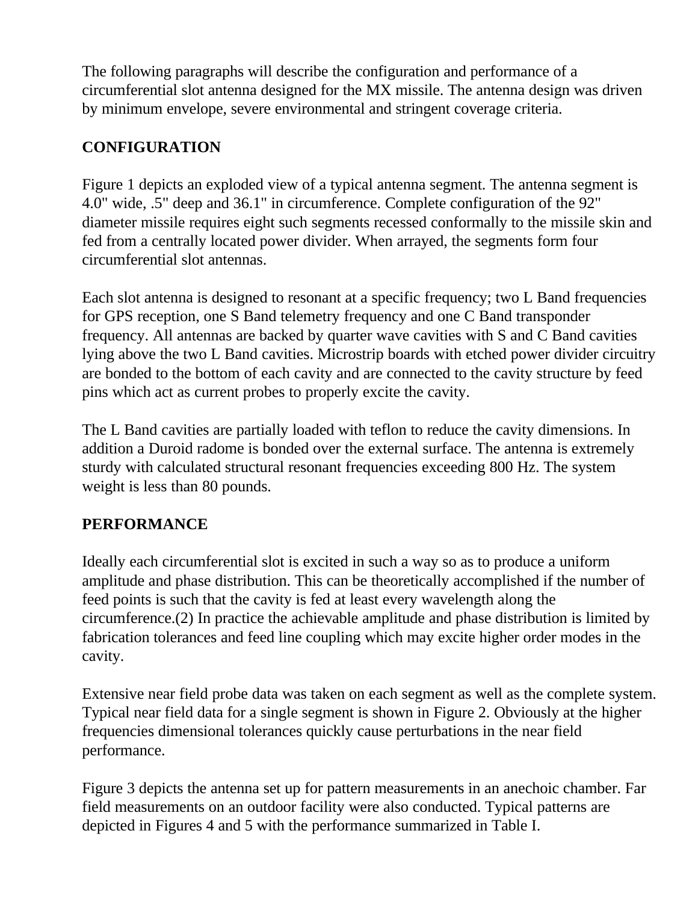The following paragraphs will describe the configuration and performance of a circumferential slot antenna designed for the MX missile. The antenna design was driven by minimum envelope, severe environmental and stringent coverage criteria.

## CONFIGURATION

Figure 1 depicts an exploded view of a typical antenna segment. The antenna segment is 4.0" wide, .5" deep and 36.1" in circumference. Complete configuration of the 92" diameter missile requires eight such segments recessed conformally to the missile skin and fed from a centrally located power divider. When arrayed, the segments form four circumferential slot antennas.

Each slot antenna is designed to resonant at a specific frequency; two L Band frequencies for GPS reception, one S Band telemetry frequency and one C Band transponder frequency. All antennas are backed by quarter wave cavities with S and C Band cavities lying above the two L Band cavities. Microstrip boards with etched power divider circuitry are bonded to the bottom of each cavity and are connected to the cavity structure by feed pins which act as current probes to properly excite the cavity.

The L Band cavities are partially loaded with teflon to reduce the cavity dimensions. In addition a Duroid radome is bonded over the external surface. The antenna is extremely sturdy with calculated structural resonant frequencies exceeding 800 Hz. The system weight is less than 80 pounds.

## PERFORMANCE

Ideally each circumferential slot is excited in such a way so as to produce a uniform amplitude and phase distribution. This can be theoretically accomplished if the number of feed points is such that the cavity is fed at least every wavelength along the circumference.(2) In practice the achievable amplitude and phase distribution is limited by fabrication tolerances and feed line coupling which may excite higher order modes in the cavity.

Extensive near field probe data was taken on each segment as well as the complete system. Typical near field data for a single segment is shown in Figure 2. Obviously at the higher frequencies dimensional tolerances quickly cause perturbations in the near field performance.

Figure 3 depicts the antenna set up for pattern measurements in an anechoic chamber. Far field measurements on an outdoor facility were also conducted. Typical patterns are depicted in Figures 4 and 5 with the performance summarized in Table I.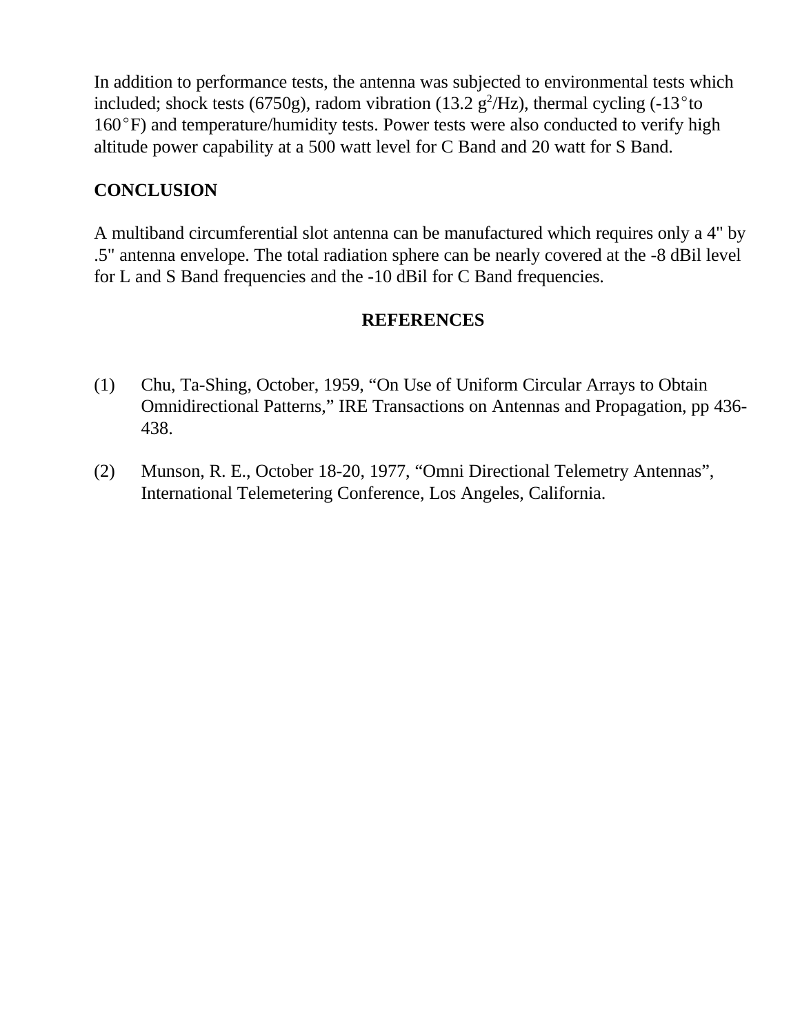In addition to performance tests, the antenna was subjected to environmental tests which included; shock tests (6750g), radom vibration (13.2 $g^2$/Hz), thermal cycling (-13°to 160°F) and temperature/humidity tests. Power tests were also conducted to verify high altitude power capability at a 500 watt level for C Band and 20 watt for S Band.

## CONCLUSION

A multiband circumferential slot antenna can be manufactured which requires only a 4" by .5" antenna envelope. The total radiation sphere can be nearly covered at the -8 dBil level for L and S Band frequencies and the -10 dBil for C Band frequencies.

## REFERENCES

(1) Chu, Ta-Shing, October, 1959, "On Use of Uniform Circular Arrays to Obtain Omnidirectional Patterns," IRE Transactions on Antennas and Propagation, pp 436-438.

(2) Munson, R. E., October 18-20, 1977, "Omni Directional Telemetry Antennas", International Telemetering Conference, Los Angeles, California.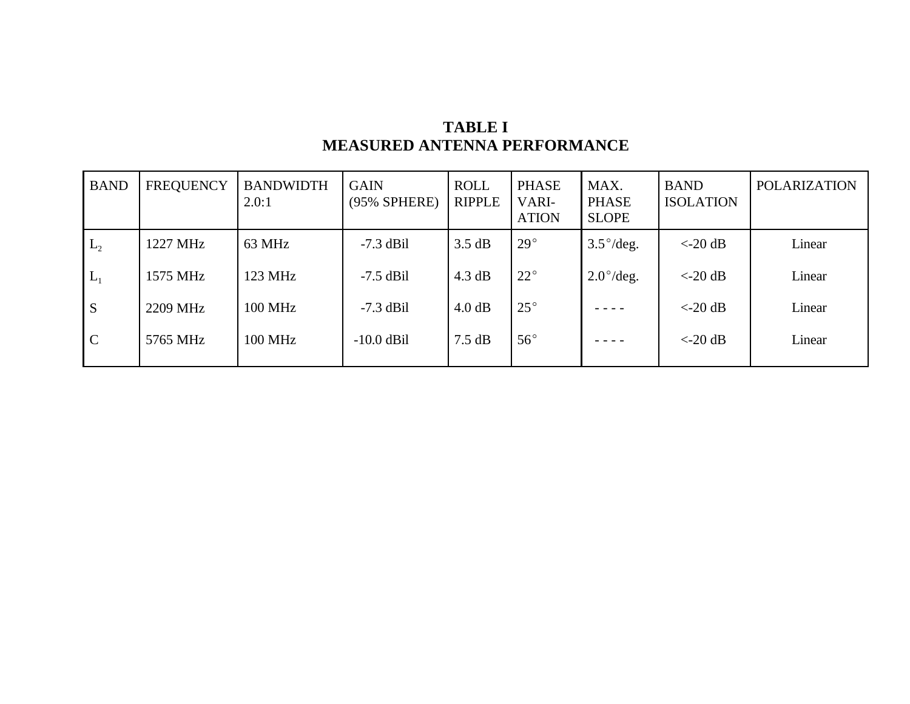**TABLE I**
**MEASURED ANTENNA PERFORMANCE**

| BAND | FREQUENCY | BANDWIDTH 2.0:1 | GAIN (95% SPHERE) | ROLL RIPPLE | PHASE VARI-ATION | MAX. PHASE SLOPE | BAND ISOLATION | POLARIZATION |
|---|---|---|---|---|---|---|---|---|
| $L_2$ | 1227 MHz | 63 MHz | -7.3 dBil | 3.5 dB | 29° | 3.5°/deg. | <-20 dB | Linear |
| $L_1$ | 1575 MHz | 123 MHz | -7.5 dBil | 4.3 dB | 22° | 2.0°/deg. | <-20 dB | Linear |
| S | 2209 MHz | 100 MHz | -7.3 dBil | 4.0 dB | 25° | - - - - | <-20 dB | Linear |
| C | 5765 MHz | 100 MHz | -10.0 dBil | 7.5 dB | 56° | - - - - | <-20 dB | Linear |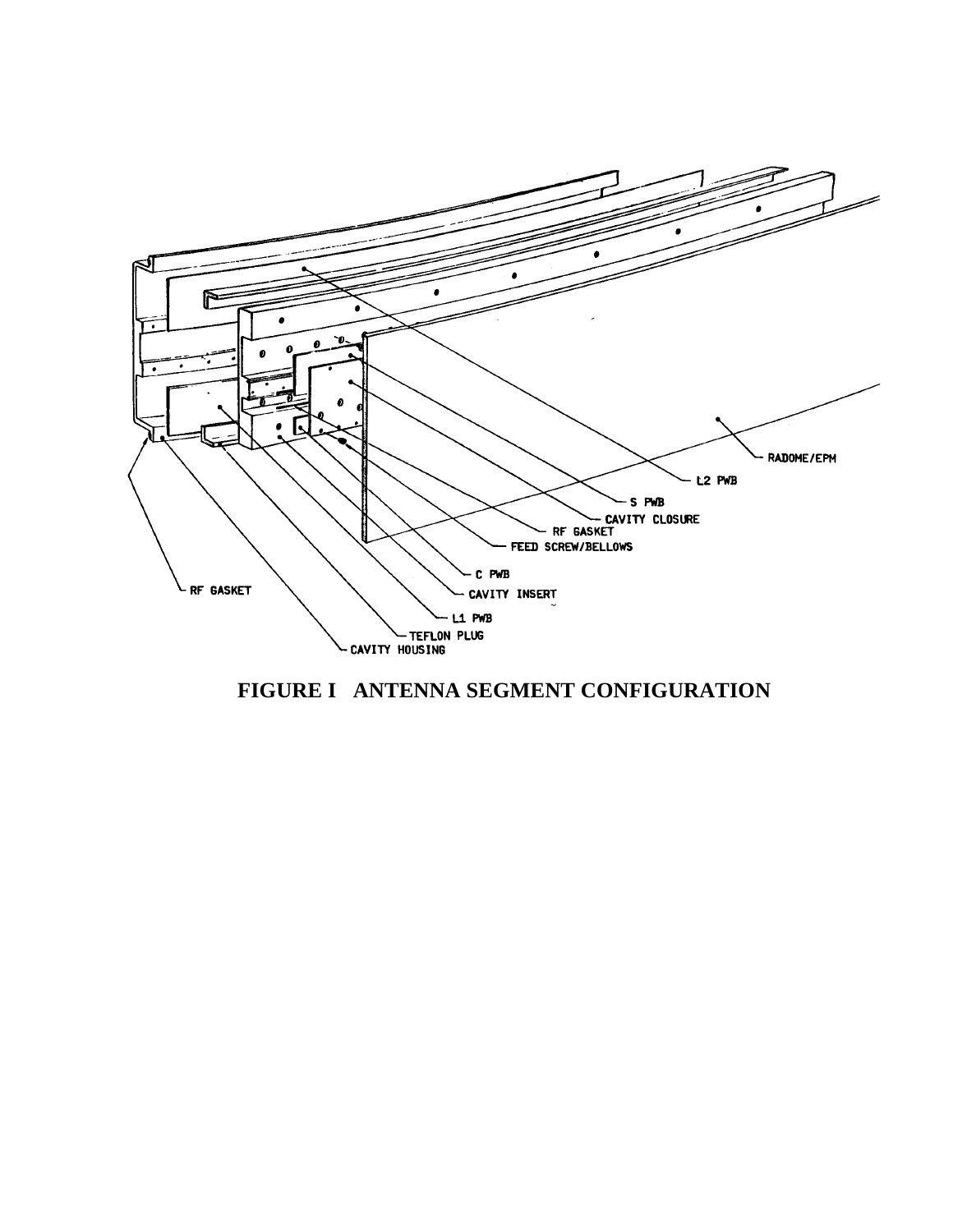RADOME/EPM

L2 PWB

S PWB

CAVITY CLOSURE

RF GASKET

FEED SCREW/BELLOWS

C PWB

CAVITY INSERT

L1 PWB

TEFLON PLUG

CAVITY HOUSING

RF GASKET

**FIGURE I   ANTENNA SEGMENT CONFIGURATION**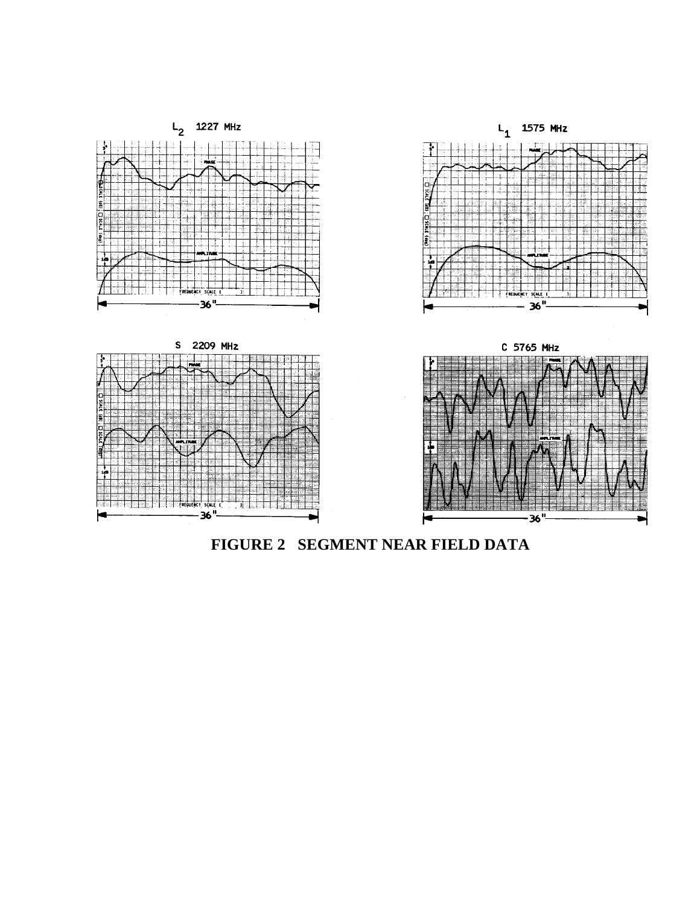FIGURE 2   SEGMENT NEAR FIELD DATA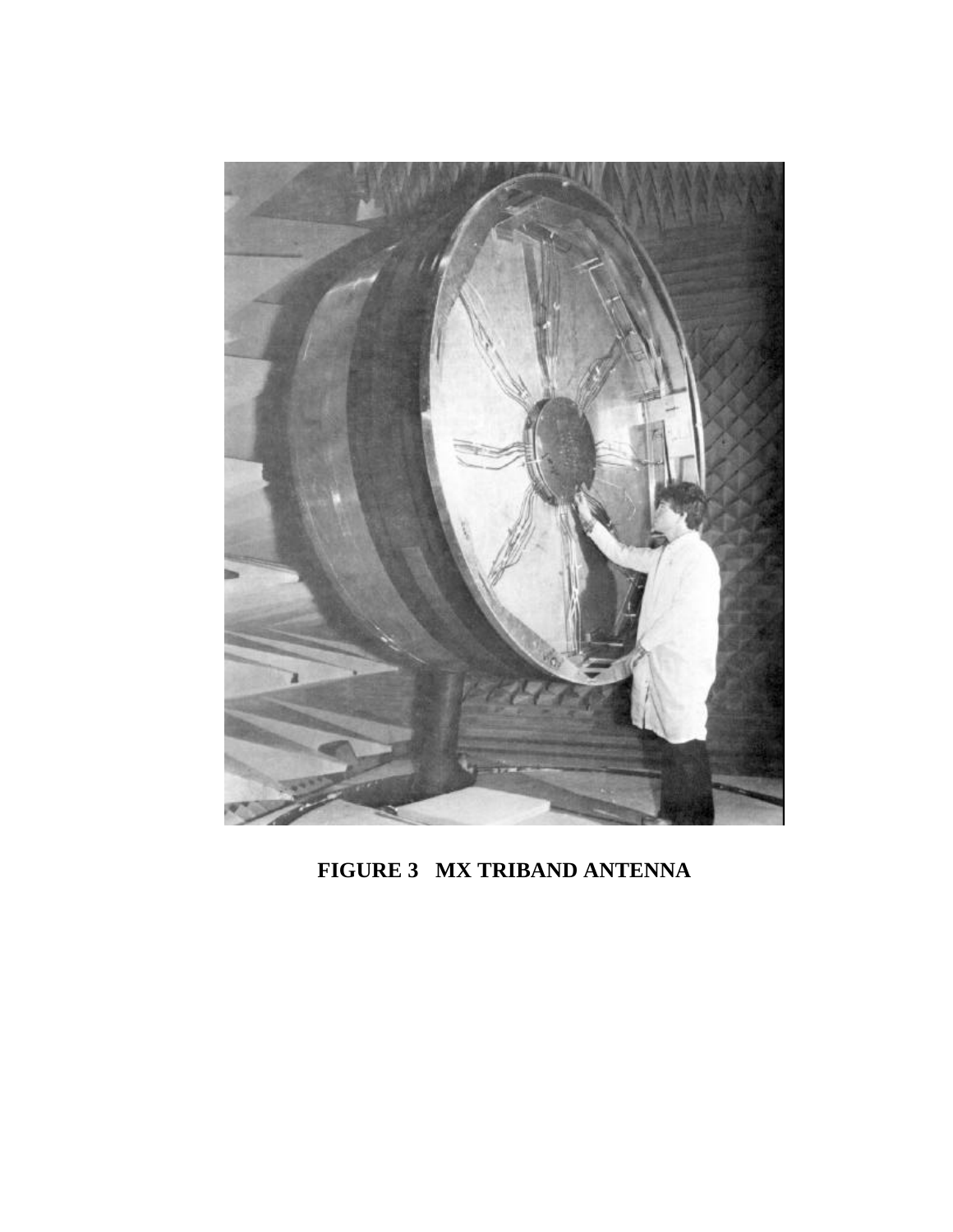**FIGURE 3 MX TRIBAND ANTENNA**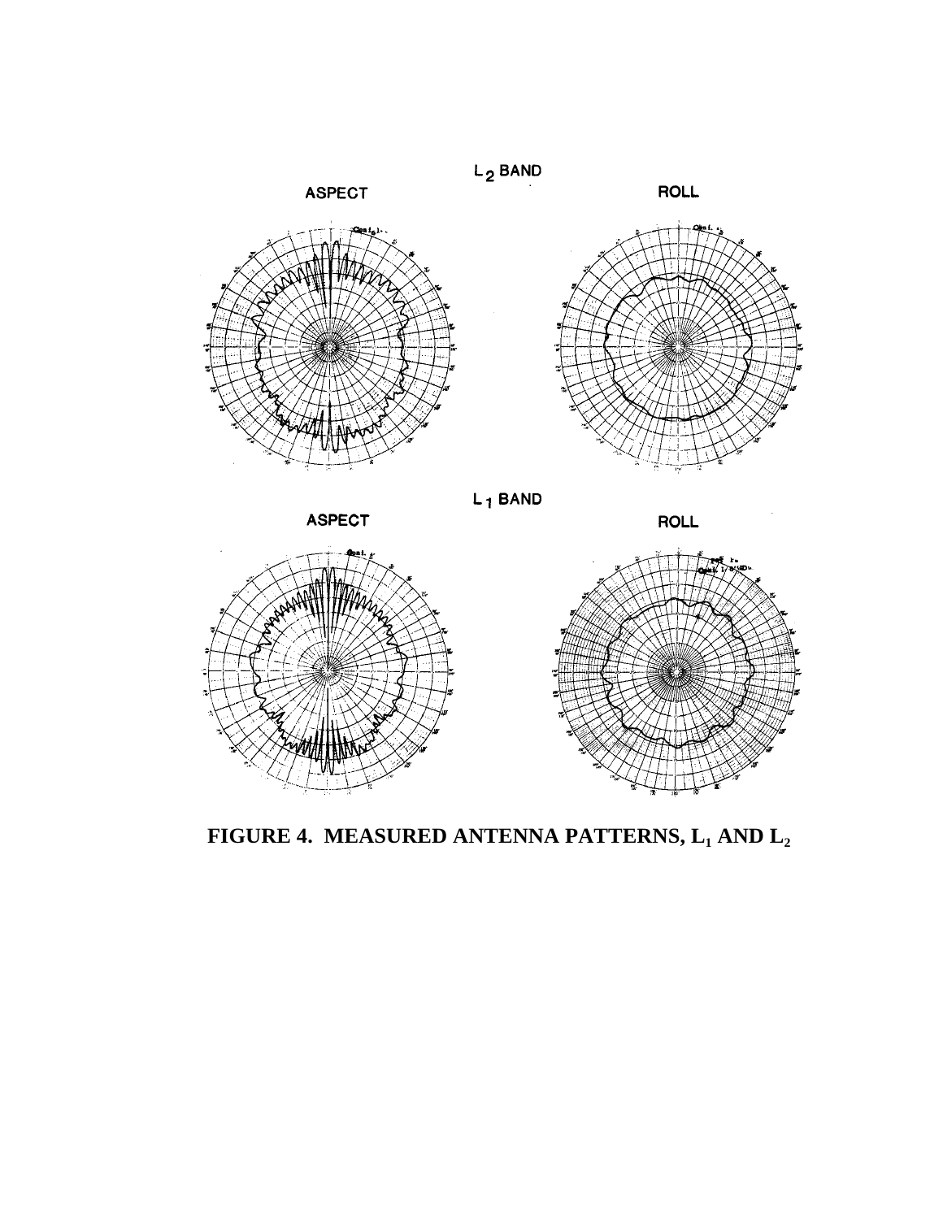$L_2$ BAND

ASPECT

ROLL

$L_1$ BAND

ASPECT

ROLL

**FIGURE 4. MEASURED ANTENNA PATTERNS, $L_1$ AND $L_2$**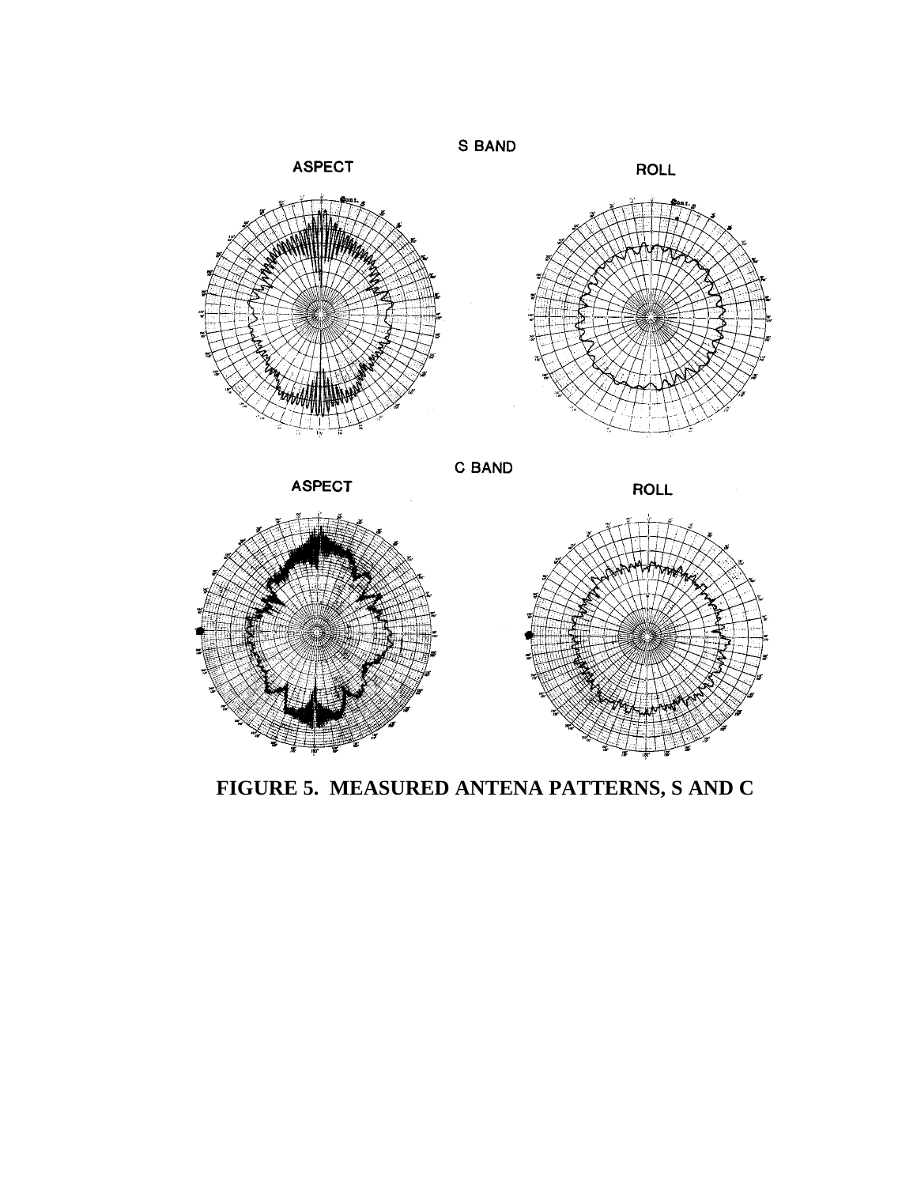S BAND

ASPECT

ROLL

C BAND

ASPECT

ROLL

**FIGURE 5. MEASURED ANTENA PATTERNS, S AND C**